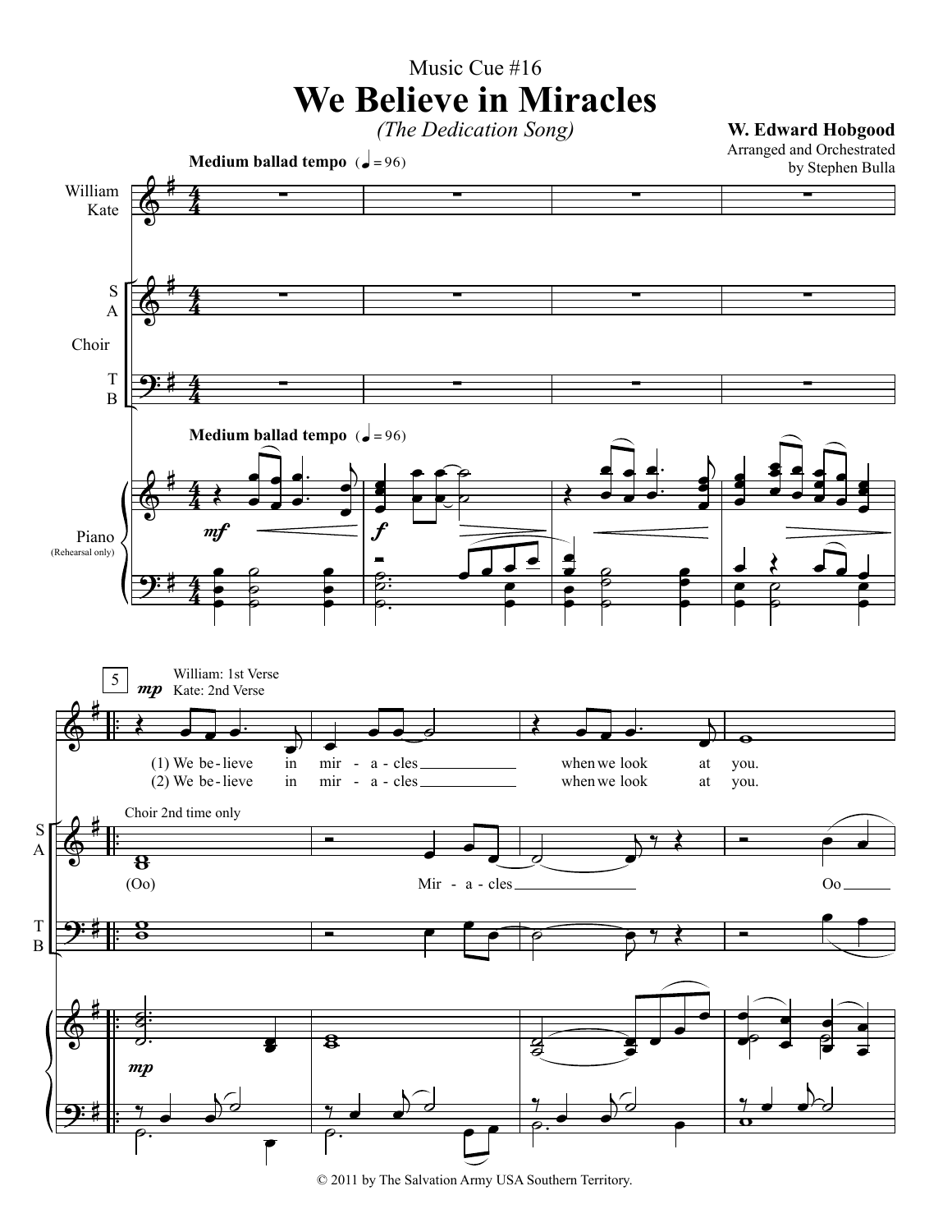Music Cue #16

# We Believe in Miracles

*(The Dedication Song)*

**W. Edward Hobgood**

Arranged and Orchestrated by Stephen Bulla

**Medium ballad tempo** (♩ = 96)

William: 1st Verse
Kate: 2nd Verse

(1) We be - lieve in mir - a - cles when we look at you.
(2) We be - lieve in mir - a - cles when we look at you.

Choir 2nd time only

(Oo) Mir - a - cles Oo

© 2011 by The Salvation Army USA Southern Territory.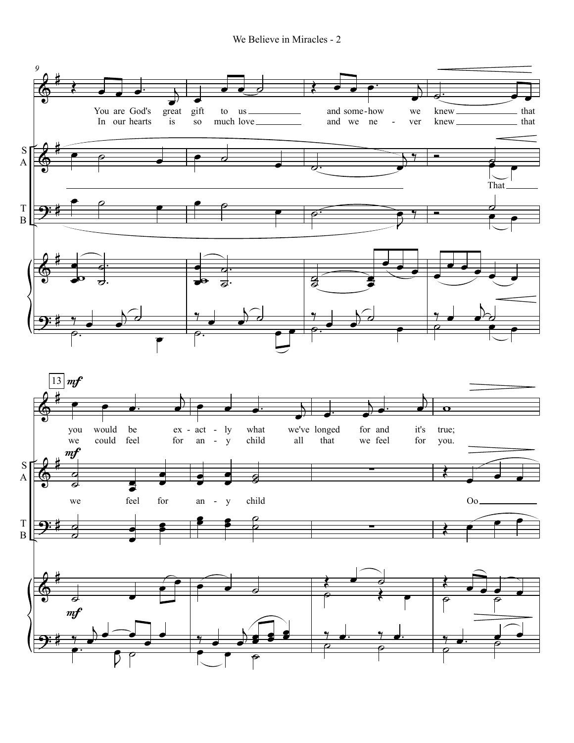You are God's great gift to us and some-how we knew that
In our hearts is so much love and we ne - ver knew that

That

you would be ex - act - ly what we've longed for and it's true;
we could feel for an - y child all that we feel for you.

we feel for an - y child

Oo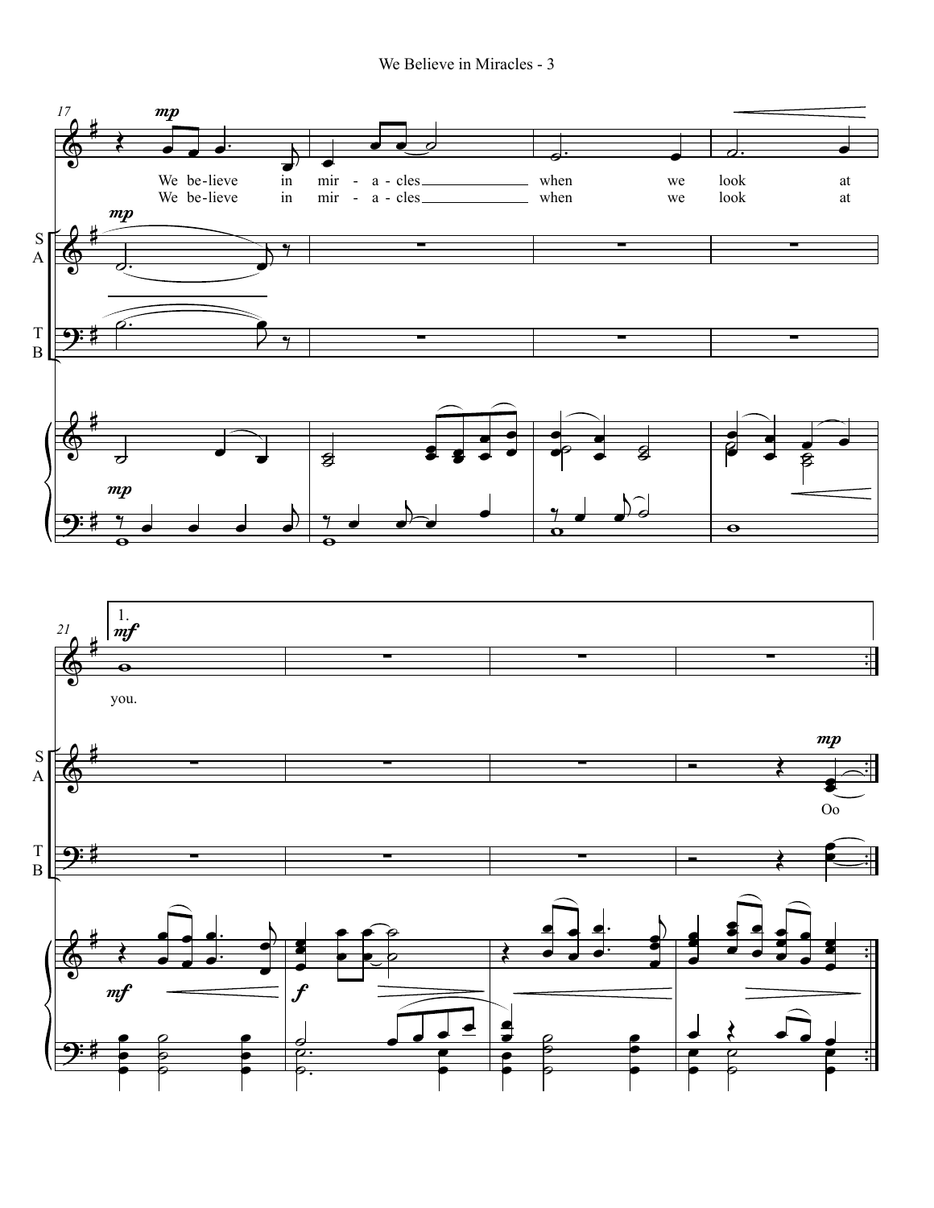We be-lieve in mir - a - cles when we look at

We be-lieve in mir - a - cles when we look at

you.

Oo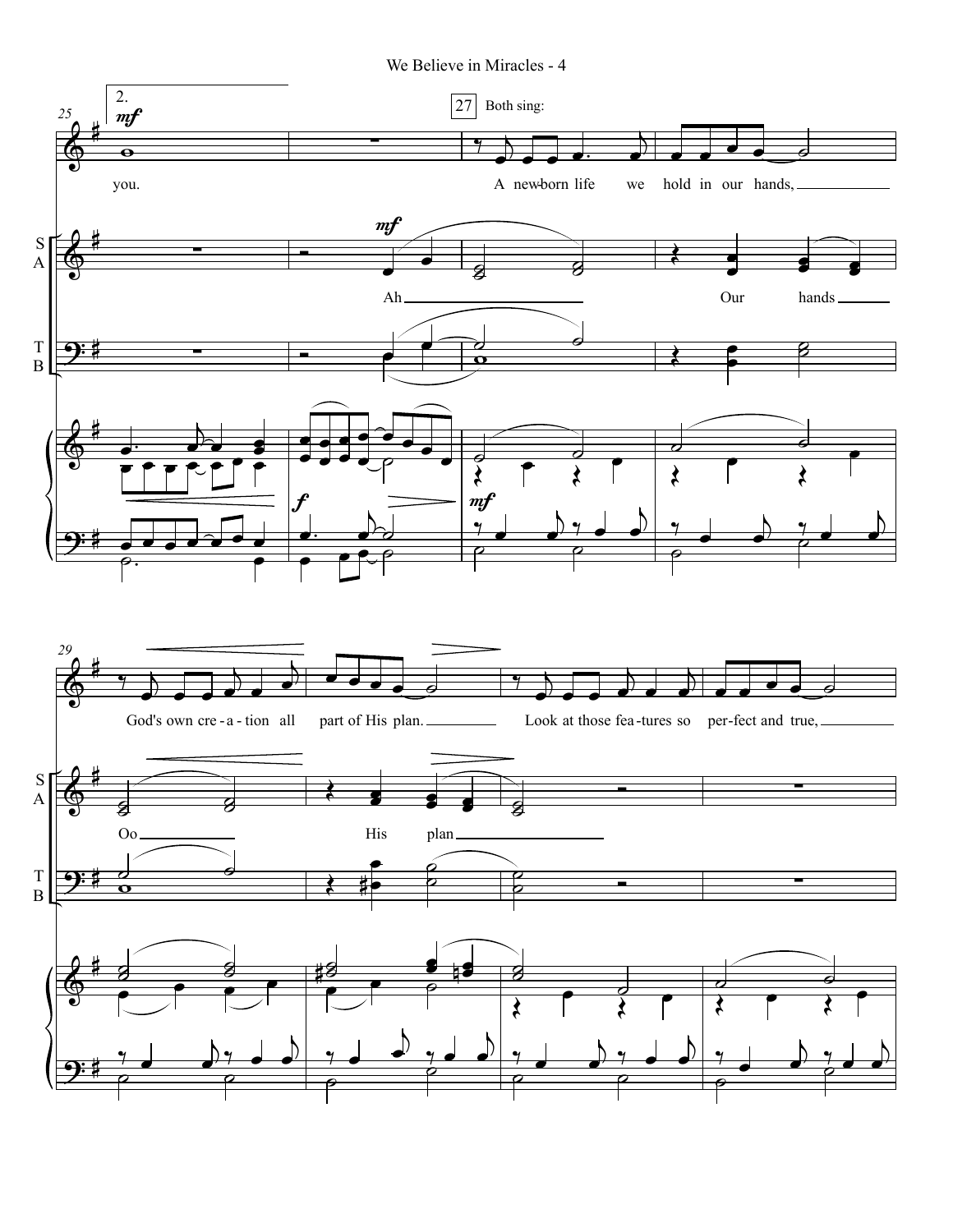2.

*mf*

27 Both sing:

you.

A new-born life we hold in our hands,

God's own cre - a - tion all part of His plan.

Look at those fea - tures so per - fect and true,

S A

*mf*

Ah

Our hands

Oo

His plan

T B

*f*

*mf*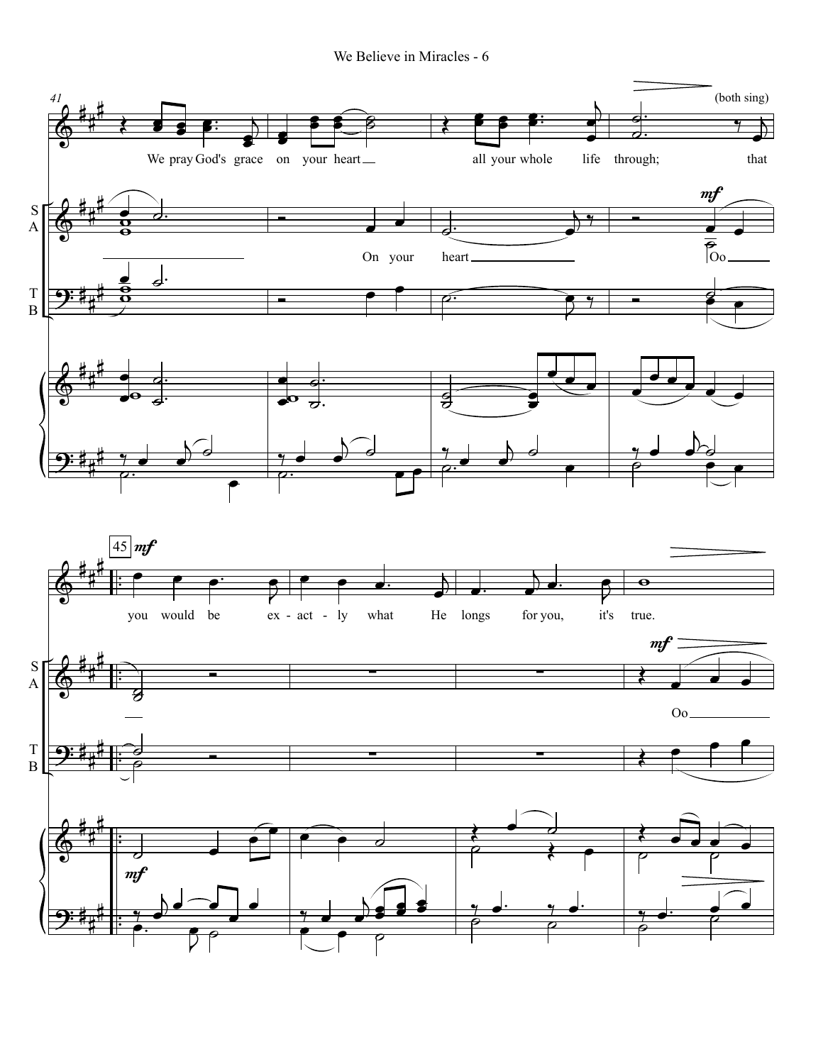We pray God's grace on your heart all your whole life through; that

(both sing)

On your heart

Oo

you would be ex - act - ly what He longs for you, it's true.

Oo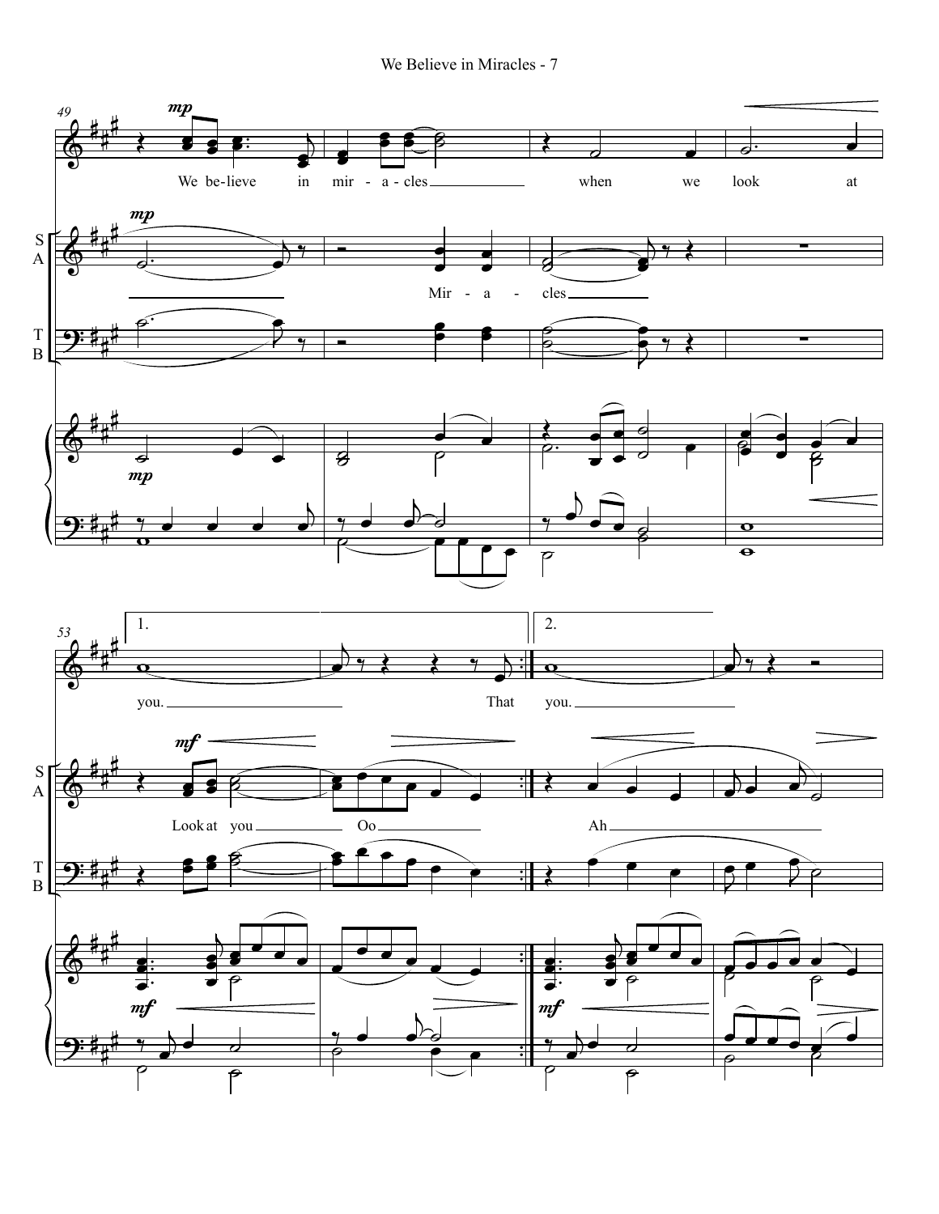49

*mp*

We be-lieve in mir - a - cles when we look at

S
A

*mp*

Mir - a - cles

T
B

*mp*

53

1. 2.

you. That you.

*mf*

Look at you Oo Ah

*mf* *mf*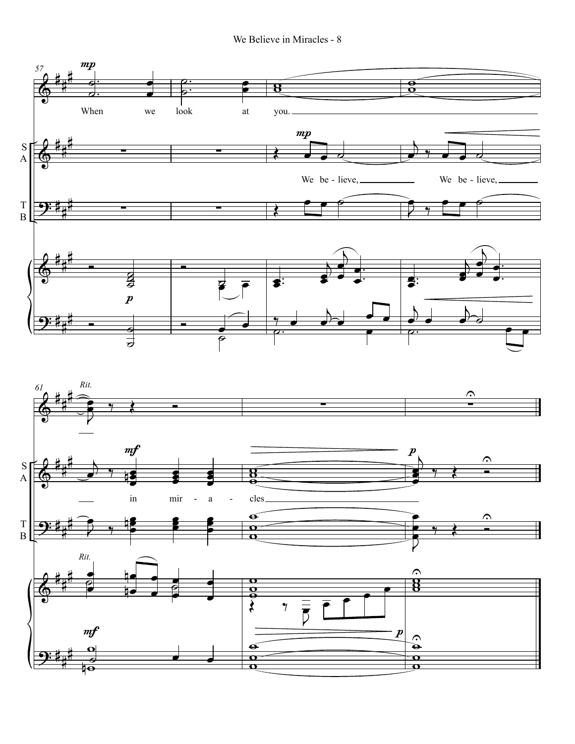57

*mp*

When we look at you.

S
A

*mp*

We be - lieve, We be - lieve,

T
B

*p*

61 *Rit.*

*mf*

in mir - a - cles

*p*

*Rit.*

*mf*

*p*